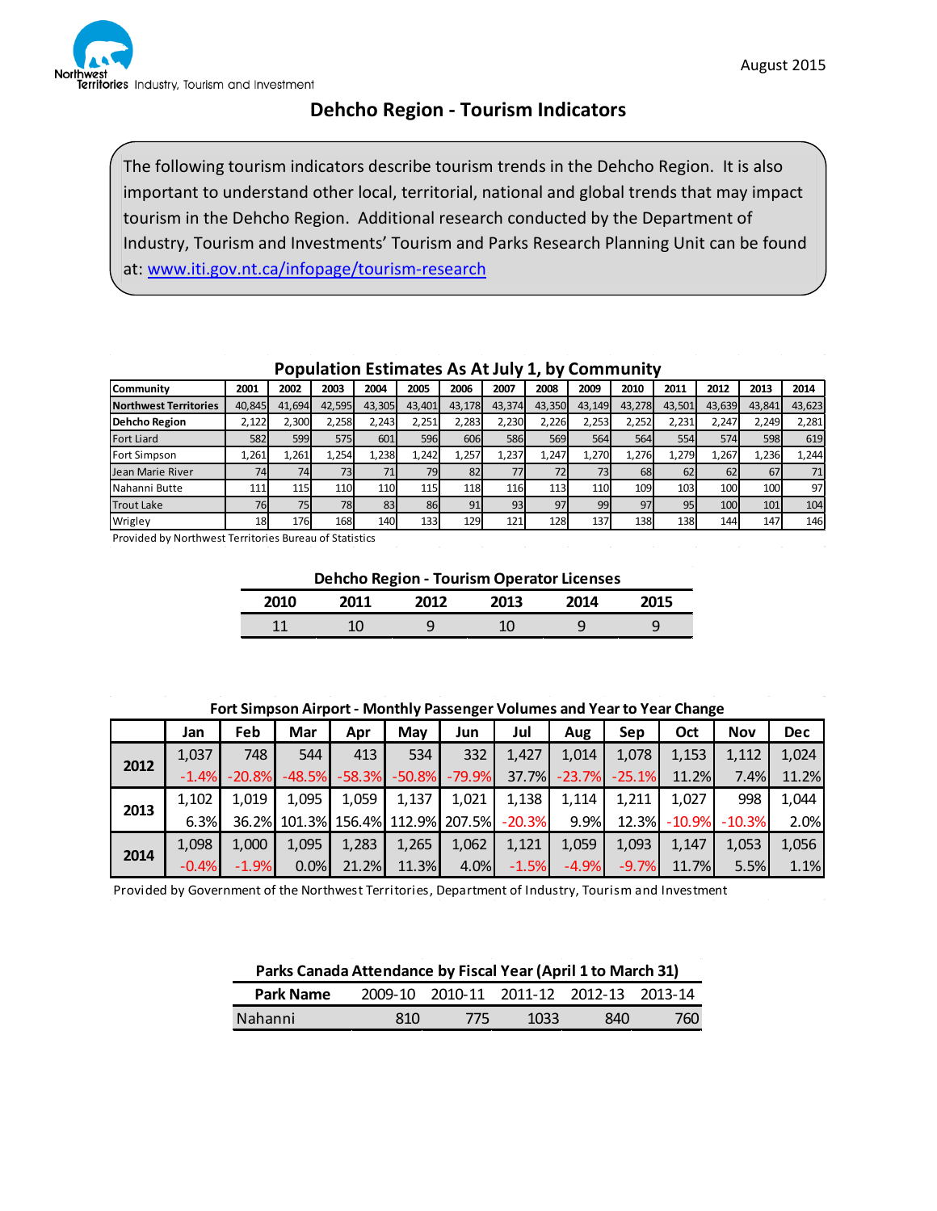Northwest Territories Industry, Tourism and Investment

August 2015

# Dehcho Region - Tourism Indicators

The following tourism indicators describe tourism trends in the Dehcho Region. It is also important to understand other local, territorial, national and global trends that may impact tourism in the Dehcho Region. Additional research conducted by the Department of Industry, Tourism and Investments' Tourism and Parks Research Planning Unit can be found at: [www.iti.gov.nt.ca/infopage/tourism-research](http://www.iti.gov.nt.ca/infopage/tourism-research)

## Population Estimates As At July 1, by Community

| Community | 2001 | 2002 | 2003 | 2004 | 2005 | 2006 | 2007 | 2008 | 2009 | 2010 | 2011 | 2012 | 2013 | 2014 |
|---|---|---|---|---|---|---|---|---|---|---|---|---|---|---|
| Northwest Territories | 40,845 | 41,694 | 42,595 | 43,305 | 43,401 | 43,178 | 43,374 | 43,350 | 43,149 | 43,278 | 43,501 | 43,639 | 43,841 | 43,623 |
| Dehcho Region | 2,122 | 2,300 | 2,258 | 2,243 | 2,251 | 2,283 | 2,230 | 2,226 | 2,253 | 2,252 | 2,231 | 2,247 | 2,249 | 2,281 |
| Fort Liard | 582 | 599 | 575 | 601 | 596 | 606 | 586 | 569 | 564 | 564 | 554 | 574 | 598 | 619 |
| Fort Simpson | 1,261 | 1,261 | 1,254 | 1,238 | 1,242 | 1,257 | 1,237 | 1,247 | 1,270 | 1,276 | 1,279 | 1,267 | 1,236 | 1,244 |
| Jean Marie River | 74 | 74 | 73 | 71 | 79 | 82 | 77 | 72 | 73 | 68 | 62 | 62 | 67 | 71 |
| Nahanni Butte | 111 | 115 | 110 | 110 | 115 | 118 | 116 | 113 | 110 | 109 | 103 | 100 | 100 | 97 |
| Trout Lake | 76 | 75 | 78 | 83 | 86 | 91 | 93 | 97 | 99 | 97 | 95 | 100 | 101 | 104 |
| Wrigley | 18 | 176 | 168 | 140 | 133 | 129 | 121 | 128 | 137 | 138 | 138 | 144 | 147 | 146 |

Provided by Northwest Territories Bureau of Statistics

## Dehcho Region - Tourism Operator Licenses

| 2010 | 2011 | 2012 | 2013 | 2014 | 2015 |
|---|---|---|---|---|---|
| 11 | 10 | 9 | 10 | 9 | 9 |

## Fort Simpson Airport - Monthly Passenger Volumes and Year to Year Change

| | Jan | Feb | Mar | Apr | May | Jun | Jul | Aug | Sep | Oct | Nov | Dec |
|---|---|---|---|---|---|---|---|---|---|---|---|---|
| 2012 | 1,037 | 748 | 544 | 413 | 534 | 332 | 1,427 | 1,014 | 1,078 | 1,153 | 1,112 | 1,024 |
| | -1.4% | -20.8% | -48.5% | -58.3% | -50.8% | -79.9% | 37.7% | -23.7% | -25.1% | 11.2% | 7.4% | 11.2% |
| 2013 | 1,102 | 1,019 | 1,095 | 1,059 | 1,137 | 1,021 | 1,138 | 1,114 | 1,211 | 1,027 | 998 | 1,044 |
| | 6.3% | 36.2% | 101.3% | 156.4% | 112.9% | 207.5% | -20.3% | 9.9% | 12.3% | -10.9% | -10.3% | 2.0% |
| 2014 | 1,098 | 1,000 | 1,095 | 1,283 | 1,265 | 1,062 | 1,121 | 1,059 | 1,093 | 1,147 | 1,053 | 1,056 |
| | -0.4% | -1.9% | 0.0% | 21.2% | 11.3% | 4.0% | -1.5% | -4.9% | -9.7% | 11.7% | 5.5% | 1.1% |

Provided by Government of the Northwest Territories, Department of Industry, Tourism and Investment

## Parks Canada Attendance by Fiscal Year (April 1 to March 31)

| Park Name | 2009-10 | 2010-11 | 2011-12 | 2012-13 | 2013-14 |
|---|---|---|---|---|---|
| Nahanni | 810 | 775 | 1033 | 840 | 760 |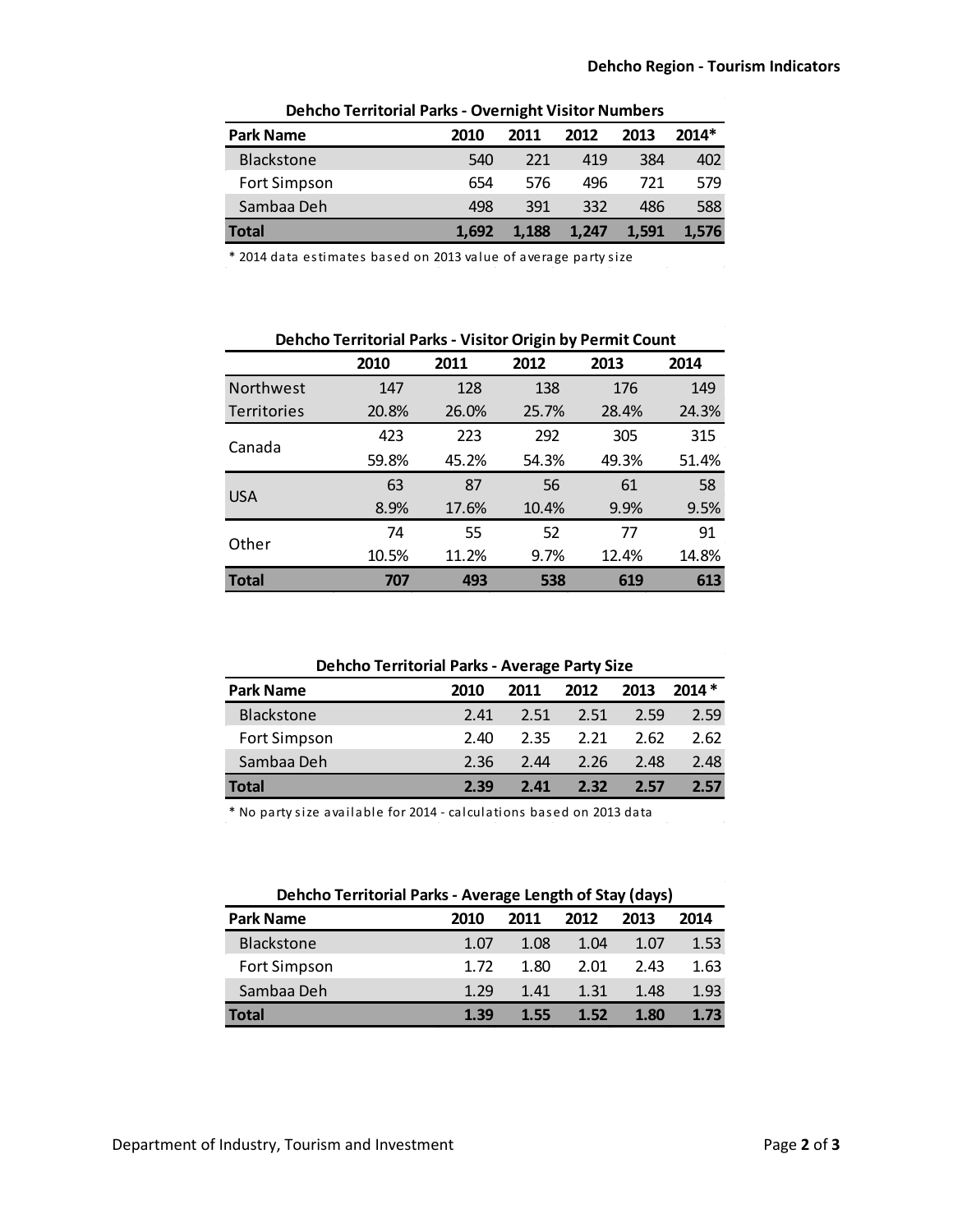## Dehcho Region - Tourism Indicators

**Dehcho Territorial Parks - Overnight Visitor Numbers**

| Park Name | 2010 | 2011 | 2012 | 2013 | 2014* |
|---|---|---|---|---|---|
| Blackstone | 540 | 221 | 419 | 384 | 402 |
| Fort Simpson | 654 | 576 | 496 | 721 | 579 |
| Sambaa Deh | 498 | 391 | 332 | 486 | 588 |
| **Total** | **1,692** | **1,188** | **1,247** | **1,591** | **1,576** |

* 2014 data estimates based on 2013 value of average party size

**Dehcho Territorial Parks - Visitor Origin by Permit Count**

| | 2010 | 2011 | 2012 | 2013 | 2014 |
|---|---|---|---|---|---|
| Northwest Territories | 147 | 128 | 138 | 176 | 149 |
| | 20.8% | 26.0% | 25.7% | 28.4% | 24.3% |
| Canada | 423 | 223 | 292 | 305 | 315 |
| | 59.8% | 45.2% | 54.3% | 49.3% | 51.4% |
| USA | 63 | 87 | 56 | 61 | 58 |
| | 8.9% | 17.6% | 10.4% | 9.9% | 9.5% |
| Other | 74 | 55 | 52 | 77 | 91 |
| | 10.5% | 11.2% | 9.7% | 12.4% | 14.8% |
| **Total** | **707** | **493** | **538** | **619** | **613** |

**Dehcho Territorial Parks - Average Party Size**

| Park Name | 2010 | 2011 | 2012 | 2013 | 2014 * |
|---|---|---|---|---|---|
| Blackstone | 2.41 | 2.51 | 2.51 | 2.59 | 2.59 |
| Fort Simpson | 2.40 | 2.35 | 2.21 | 2.62 | 2.62 |
| Sambaa Deh | 2.36 | 2.44 | 2.26 | 2.48 | 2.48 |
| **Total** | **2.39** | **2.41** | **2.32** | **2.57** | **2.57** |

* No party size available for 2014 - calculations based on 2013 data

**Dehcho Territorial Parks - Average Length of Stay (days)**

| Park Name | 2010 | 2011 | 2012 | 2013 | 2014 |
|---|---|---|---|---|---|
| Blackstone | 1.07 | 1.08 | 1.04 | 1.07 | 1.53 |
| Fort Simpson | 1.72 | 1.80 | 2.01 | 2.43 | 1.63 |
| Sambaa Deh | 1.29 | 1.41 | 1.31 | 1.48 | 1.93 |
| **Total** | **1.39** | **1.55** | **1.52** | **1.80** | **1.73** |

Department of Industry, Tourism and Investment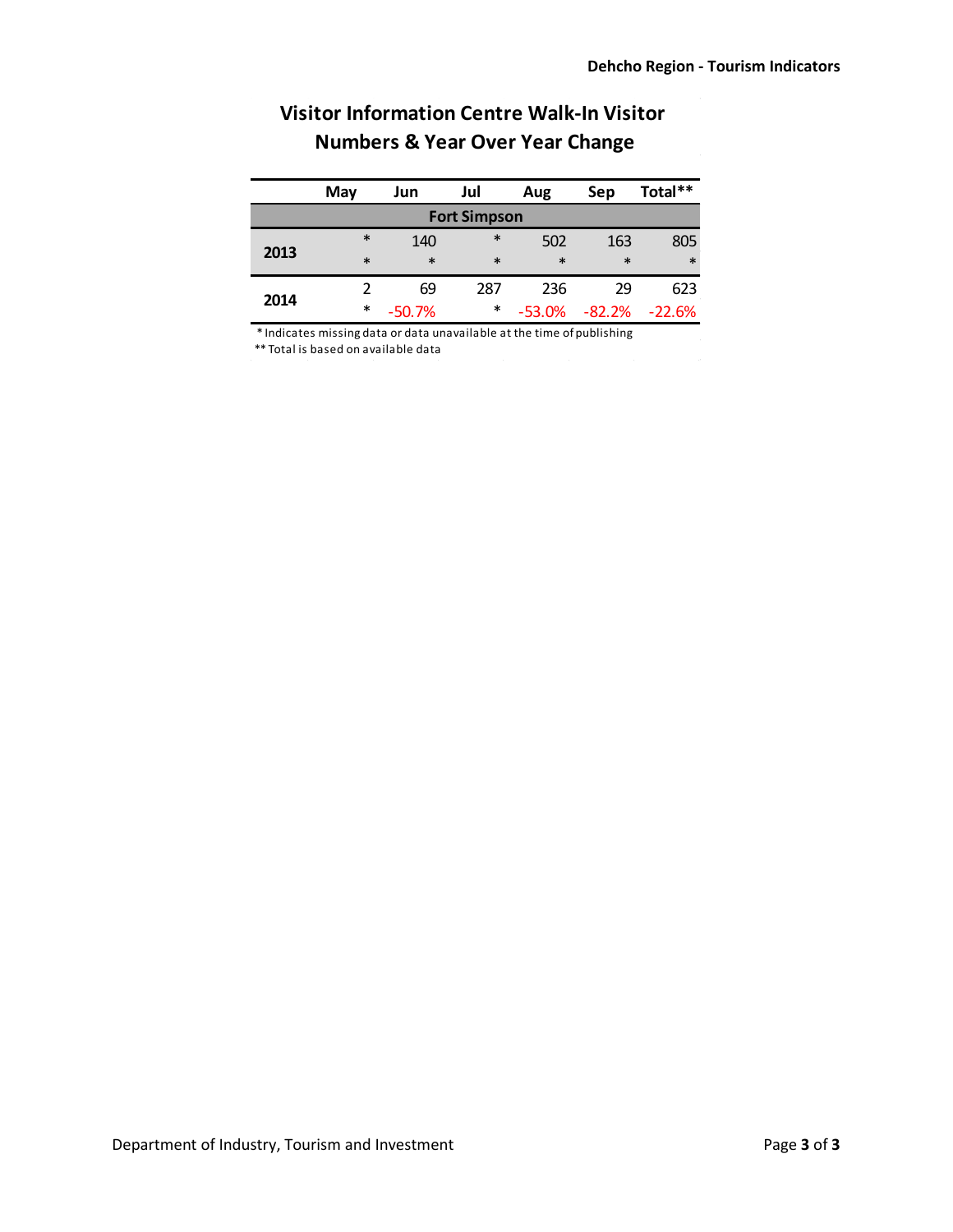## Visitor Information Centre Walk-In Visitor Numbers & Year Over Year Change

| | May | Jun | Jul | Aug | Sep | Total** |
|---|---|---|---|---|---|---|
| **Fort Simpson** | | | | | | |
| **2013** | * | 140 | * | 502 | 163 | 805 |
| | * | * | * | * | * | * |
| **2014** | 2 | 69 | 287 | 236 | 29 | 623 |
| | * | -50.7% | * | -53.0% | -82.2% | -22.6% |

* Indicates missing data or data unavailable at the time of publishing

** Total is based on available data